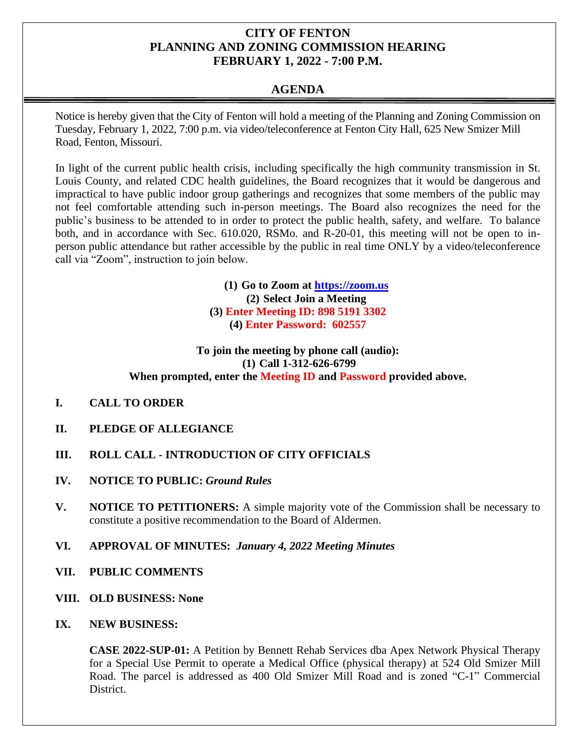# CITY OF FENTON
# PLANNING AND ZONING COMMISSION HEARING
# FEBRUARY 1, 2022 - 7:00 P.M.

## AGENDA

Notice is hereby given that the City of Fenton will hold a meeting of the Planning and Zoning Commission on Tuesday, February 1, 2022, 7:00 p.m. via video/teleconference at Fenton City Hall, 625 New Smizer Mill Road, Fenton, Missouri.

In light of the current public health crisis, including specifically the high community transmission in St. Louis County, and related CDC health guidelines, the Board recognizes that it would be dangerous and impractical to have public indoor group gatherings and recognizes that some members of the public may not feel comfortable attending such in-person meetings. The Board also recognizes the need for the public's business to be attended to in order to protect the public health, safety, and welfare. To balance both, and in accordance with Sec. 610.020, RSMo. and R-20-01, this meeting will not be open to in-person public attendance but rather accessible by the public in real time ONLY by a video/teleconference call via "Zoom", instruction to join below.

**(1) Go to Zoom at [https://zoom.us](https://zoom.us)**
**(2) Select Join a Meeting**
**(3) Enter Meeting ID: 898 5191 3302**
**(4) Enter Password: 602557**

**To join the meeting by phone call (audio):**
**(1) Call 1-312-626-6799**
**When prompted, enter the Meeting ID and Password provided above.**

**I. CALL TO ORDER**

**II. PLEDGE OF ALLEGIANCE**

**III. ROLL CALL - INTRODUCTION OF CITY OFFICIALS**

**IV. NOTICE TO PUBLIC:** ***Ground Rules***

**V. NOTICE TO PETITIONERS:** A simple majority vote of the Commission shall be necessary to constitute a positive recommendation to the Board of Aldermen.

**VI. APPROVAL OF MINUTES:** ***January 4, 2022 Meeting Minutes***

**VII. PUBLIC COMMENTS**

**VIII. OLD BUSINESS: None**

**IX. NEW BUSINESS:**

**CASE 2022-SUP-01:** A Petition by Bennett Rehab Services dba Apex Network Physical Therapy for a Special Use Permit to operate a Medical Office (physical therapy) at 524 Old Smizer Mill Road. The parcel is addressed as 400 Old Smizer Mill Road and is zoned "C-1" Commercial District.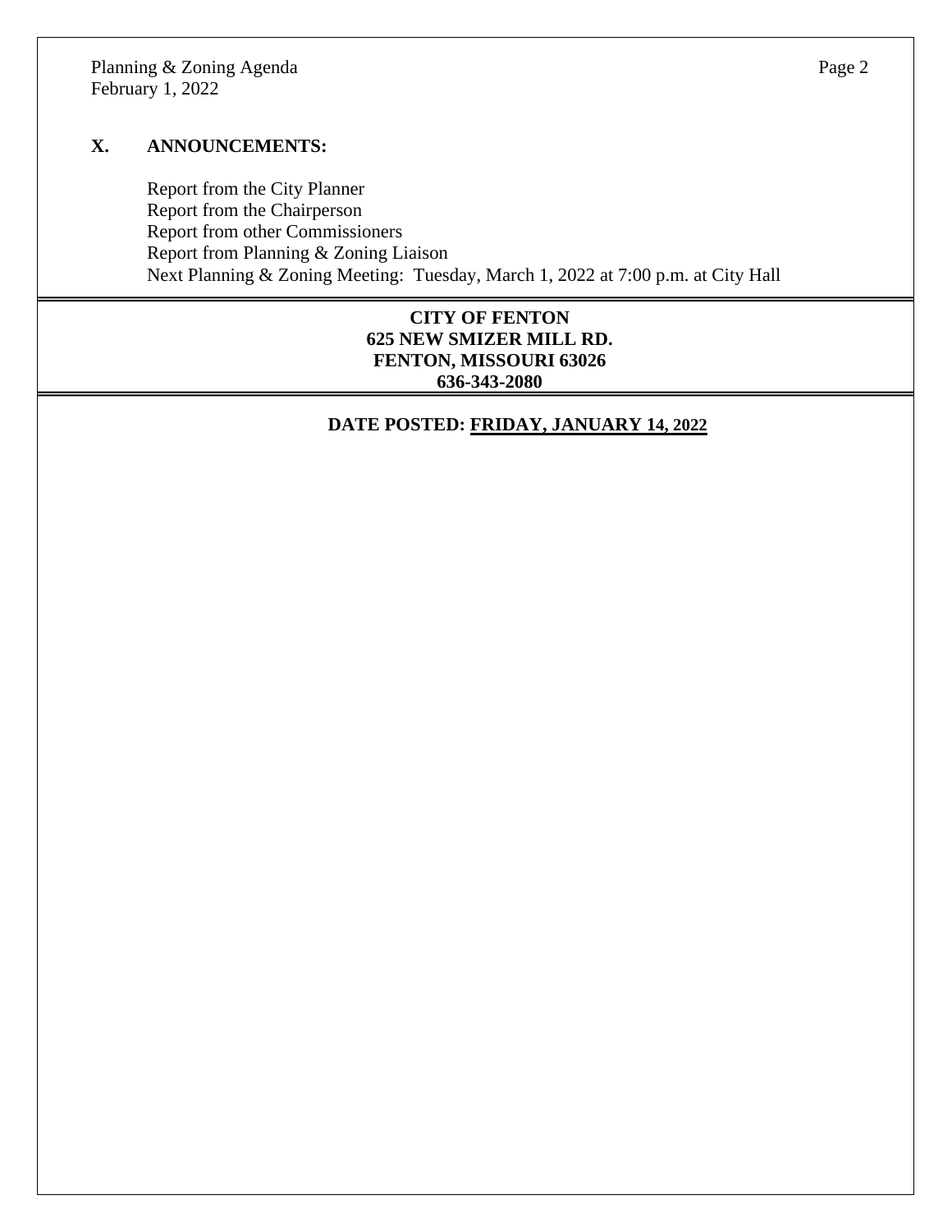## X. ANNOUNCEMENTS:

Report from the City Planner
Report from the Chairperson
Report from other Commissioners
Report from Planning & Zoning Liaison
Next Planning & Zoning Meeting: Tuesday, March 1, 2022 at 7:00 p.m. at City Hall

---

**CITY OF FENTON**
**625 NEW SMIZER MILL RD.**
**FENTON, MISSOURI 63026**
**636-343-2080**

---

**DATE POSTED: FRIDAY, JANUARY 14, 2022**